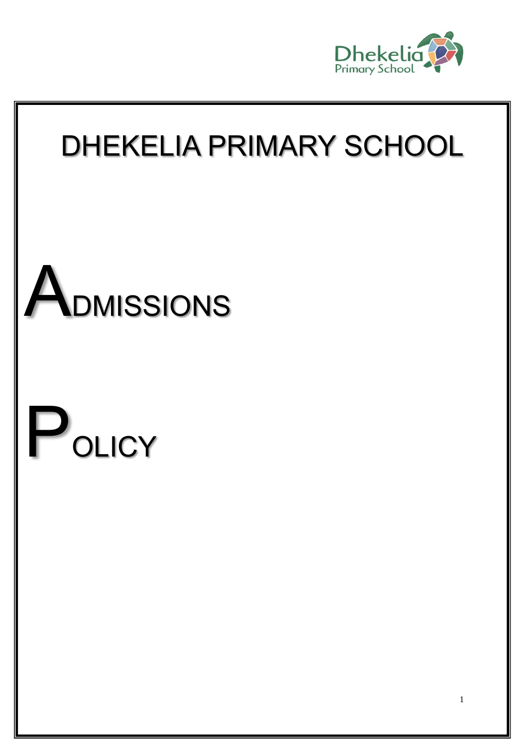# DHEKELIA PRIMARY SCHOOL

# ADMISSIONS

# POLICY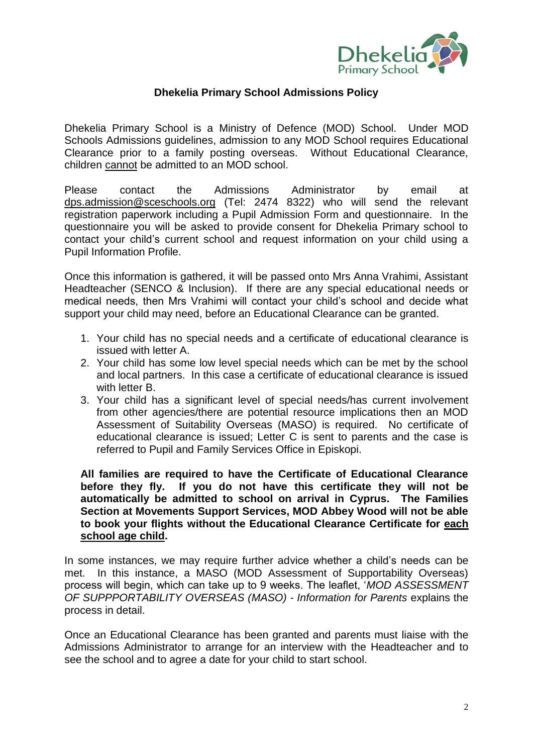# Dhekelia Primary School Admissions Policy

Dhekelia Primary School is a Ministry of Defence (MOD) School. Under MOD Schools Admissions guidelines, admission to any MOD School requires Educational Clearance prior to a family posting overseas. Without Educational Clearance, children cannot be admitted to an MOD school.

Please contact the Admissions Administrator by email at dps.admission@sceschools.org (Tel: 2474 8322) who will send the relevant registration paperwork including a Pupil Admission Form and questionnaire. In the questionnaire you will be asked to provide consent for Dhekelia Primary school to contact your child's current school and request information on your child using a Pupil Information Profile.

Once this information is gathered, it will be passed onto Mrs Anna Vrahimi, Assistant Headteacher (SENCO & Inclusion). If there are any special educational needs or medical needs, then Mrs Vrahimi will contact your child's school and decide what support your child may need, before an Educational Clearance can be granted.

1. Your child has no special needs and a certificate of educational clearance is issued with letter A.
2. Your child has some low level special needs which can be met by the school and local partners. In this case a certificate of educational clearance is issued with letter B.
3. Your child has a significant level of special needs/has current involvement from other agencies/there are potential resource implications then an MOD Assessment of Suitability Overseas (MASO) is required. No certificate of educational clearance is issued; Letter C is sent to parents and the case is referred to Pupil and Family Services Office in Episkopi.

**All families are required to have the Certificate of Educational Clearance before they fly. If you do not have this certificate they will not be automatically be admitted to school on arrival in Cyprus. The Families Section at Movements Support Services, MOD Abbey Wood will not be able to book your flights without the Educational Clearance Certificate for each school age child.**

In some instances, we may require further advice whether a child's needs can be met. In this instance, a MASO (MOD Assessment of Supportability Overseas) process will begin, which can take up to 9 weeks. The leaflet, '*MOD ASSESSMENT OF SUPPPORTABILITY OVERSEAS (MASO) - Information for Parents* explains the process in detail.

Once an Educational Clearance has been granted and parents must liaise with the Admissions Administrator to arrange for an interview with the Headteacher and to see the school and to agree a date for your child to start school.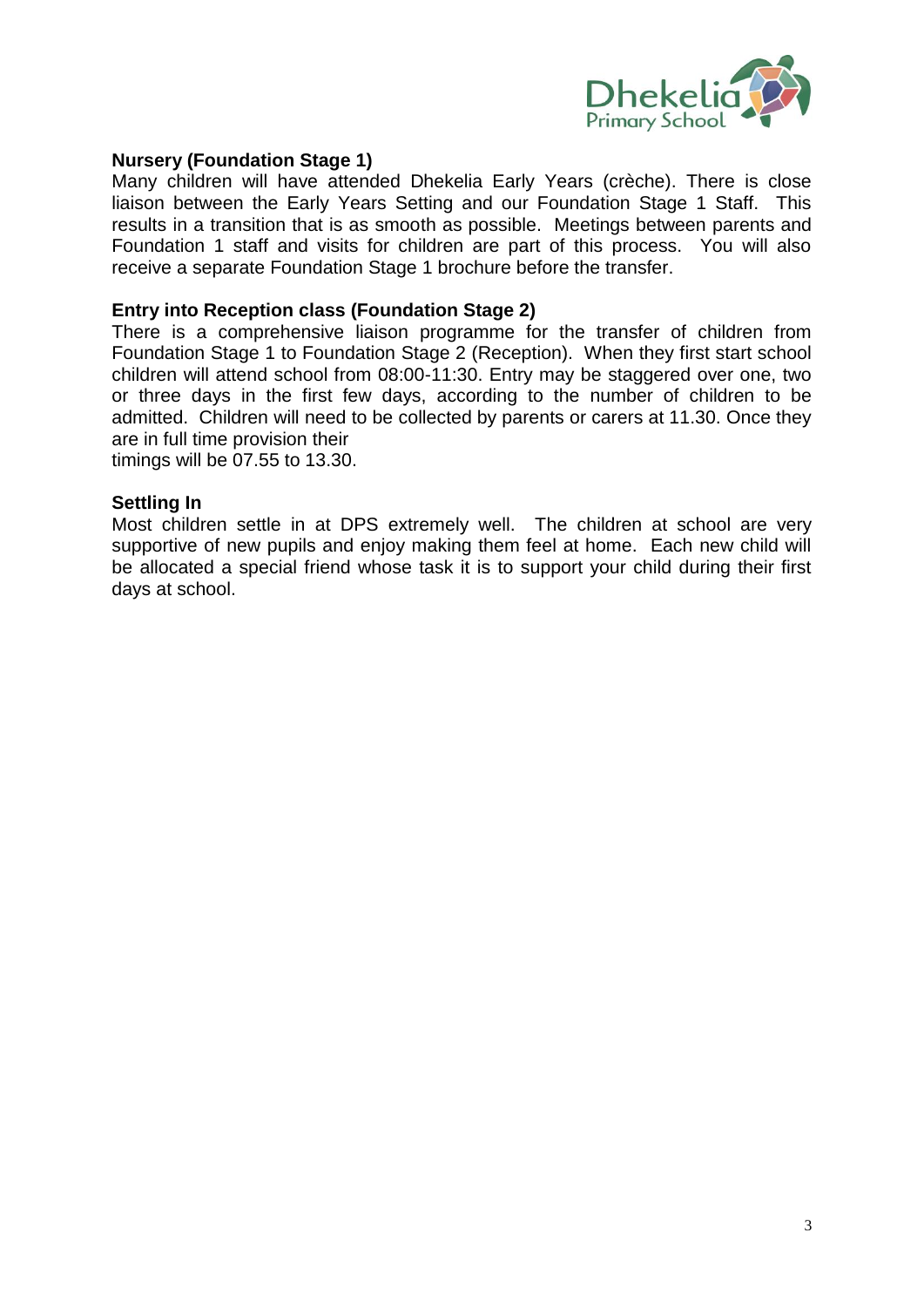**Nursery (Foundation Stage 1)**

Many children will have attended Dhekelia Early Years (crèche). There is close liaison between the Early Years Setting and our Foundation Stage 1 Staff. This results in a transition that is as smooth as possible. Meetings between parents and Foundation 1 staff and visits for children are part of this process. You will also receive a separate Foundation Stage 1 brochure before the transfer.

**Entry into Reception class (Foundation Stage 2)**

There is a comprehensive liaison programme for the transfer of children from Foundation Stage 1 to Foundation Stage 2 (Reception). When they first start school children will attend school from 08:00-11:30. Entry may be staggered over one, two or three days in the first few days, according to the number of children to be admitted. Children will need to be collected by parents or carers at 11.30. Once they are in full time provision their timings will be 07.55 to 13.30.

**Settling In**

Most children settle in at DPS extremely well. The children at school are very supportive of new pupils and enjoy making them feel at home. Each new child will be allocated a special friend whose task it is to support your child during their first days at school.